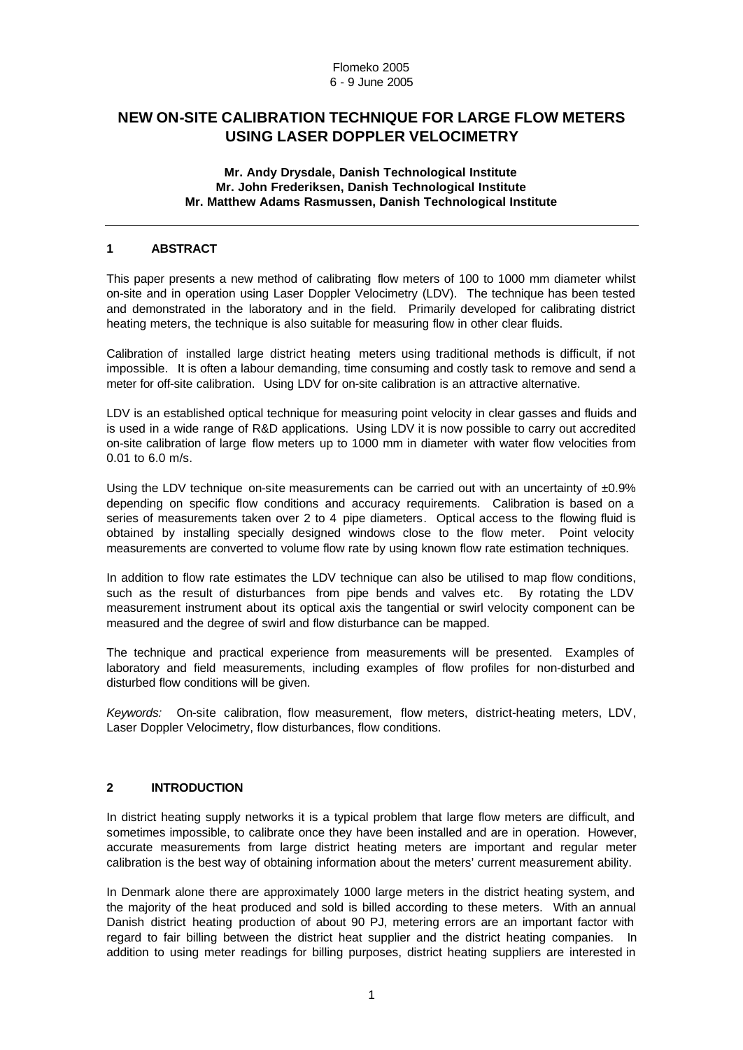Flomeko 2005
6 - 9 June 2005

# NEW ON-SITE CALIBRATION TECHNIQUE FOR LARGE FLOW METERS USING LASER DOPPLER VELOCIMETRY

**Mr. Andy Drysdale, Danish Technological Institute**
**Mr. John Frederiksen, Danish Technological Institute**
**Mr. Matthew Adams Rasmussen, Danish Technological Institute**

---

## 1 ABSTRACT

This paper presents a new method of calibrating flow meters of 100 to 1000 mm diameter whilst on-site and in operation using Laser Doppler Velocimetry (LDV). The technique has been tested and demonstrated in the laboratory and in the field. Primarily developed for calibrating district heating meters, the technique is also suitable for measuring flow in other clear fluids.

Calibration of installed large district heating meters using traditional methods is difficult, if not impossible. It is often a labour demanding, time consuming and costly task to remove and send a meter for off-site calibration. Using LDV for on-site calibration is an attractive alternative.

LDV is an established optical technique for measuring point velocity in clear gasses and fluids and is used in a wide range of R&D applications. Using LDV it is now possible to carry out accredited on-site calibration of large flow meters up to 1000 mm in diameter with water flow velocities from 0.01 to 6.0 m/s.

Using the LDV technique on-site measurements can be carried out with an uncertainty of ±0.9% depending on specific flow conditions and accuracy requirements. Calibration is based on a series of measurements taken over 2 to 4 pipe diameters. Optical access to the flowing fluid is obtained by installing specially designed windows close to the flow meter. Point velocity measurements are converted to volume flow rate by using known flow rate estimation techniques.

In addition to flow rate estimates the LDV technique can also be utilised to map flow conditions, such as the result of disturbances from pipe bends and valves etc. By rotating the LDV measurement instrument about its optical axis the tangential or swirl velocity component can be measured and the degree of swirl and flow disturbance can be mapped.

The technique and practical experience from measurements will be presented. Examples of laboratory and field measurements, including examples of flow profiles for non-disturbed and disturbed flow conditions will be given.

*Keywords:* On-site calibration, flow measurement, flow meters, district-heating meters, LDV, Laser Doppler Velocimetry, flow disturbances, flow conditions.

## 2 INTRODUCTION

In district heating supply networks it is a typical problem that large flow meters are difficult, and sometimes impossible, to calibrate once they have been installed and are in operation. However, accurate measurements from large district heating meters are important and regular meter calibration is the best way of obtaining information about the meters' current measurement ability.

In Denmark alone there are approximately 1000 large meters in the district heating system, and the majority of the heat produced and sold is billed according to these meters. With an annual Danish district heating production of about 90 PJ, metering errors are an important factor with regard to fair billing between the district heat supplier and the district heating companies. In addition to using meter readings for billing purposes, district heating suppliers are interested in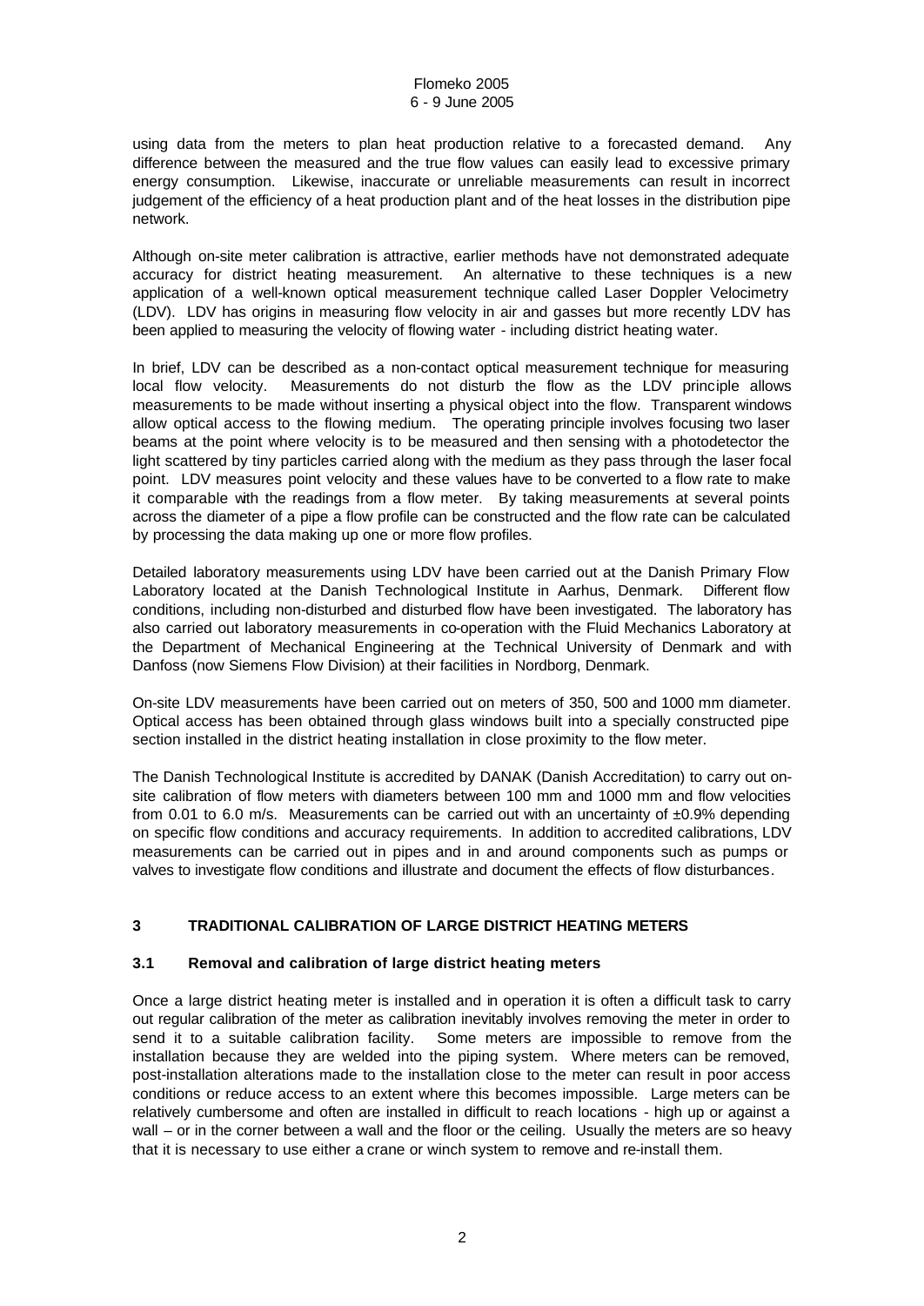using data from the meters to plan heat production relative to a forecasted demand. Any difference between the measured and the true flow values can easily lead to excessive primary energy consumption. Likewise, inaccurate or unreliable measurements can result in incorrect judgement of the efficiency of a heat production plant and of the heat losses in the distribution pipe network.

Although on-site meter calibration is attractive, earlier methods have not demonstrated adequate accuracy for district heating measurement. An alternative to these techniques is a new application of a well-known optical measurement technique called Laser Doppler Velocimetry (LDV). LDV has origins in measuring flow velocity in air and gasses but more recently LDV has been applied to measuring the velocity of flowing water - including district heating water.

In brief, LDV can be described as a non-contact optical measurement technique for measuring local flow velocity. Measurements do not disturb the flow as the LDV principle allows measurements to be made without inserting a physical object into the flow. Transparent windows allow optical access to the flowing medium. The operating principle involves focusing two laser beams at the point where velocity is to be measured and then sensing with a photodetector the light scattered by tiny particles carried along with the medium as they pass through the laser focal point. LDV measures point velocity and these values have to be converted to a flow rate to make it comparable with the readings from a flow meter. By taking measurements at several points across the diameter of a pipe a flow profile can be constructed and the flow rate can be calculated by processing the data making up one or more flow profiles.

Detailed laboratory measurements using LDV have been carried out at the Danish Primary Flow Laboratory located at the Danish Technological Institute in Aarhus, Denmark. Different flow conditions, including non-disturbed and disturbed flow have been investigated. The laboratory has also carried out laboratory measurements in co-operation with the Fluid Mechanics Laboratory at the Department of Mechanical Engineering at the Technical University of Denmark and with Danfoss (now Siemens Flow Division) at their facilities in Nordborg, Denmark.

On-site LDV measurements have been carried out on meters of 350, 500 and 1000 mm diameter. Optical access has been obtained through glass windows built into a specially constructed pipe section installed in the district heating installation in close proximity to the flow meter.

The Danish Technological Institute is accredited by DANAK (Danish Accreditation) to carry out on-site calibration of flow meters with diameters between 100 mm and 1000 mm and flow velocities from 0.01 to 6.0 m/s. Measurements can be carried out with an uncertainty of ±0.9% depending on specific flow conditions and accuracy requirements. In addition to accredited calibrations, LDV measurements can be carried out in pipes and in and around components such as pumps or valves to investigate flow conditions and illustrate and document the effects of flow disturbances.

## 3 TRADITIONAL CALIBRATION OF LARGE DISTRICT HEATING METERS

### 3.1 Removal and calibration of large district heating meters

Once a large district heating meter is installed and in operation it is often a difficult task to carry out regular calibration of the meter as calibration inevitably involves removing the meter in order to send it to a suitable calibration facility. Some meters are impossible to remove from the installation because they are welded into the piping system. Where meters can be removed, post-installation alterations made to the installation close to the meter can result in poor access conditions or reduce access to an extent where this becomes impossible. Large meters can be relatively cumbersome and often are installed in difficult to reach locations - high up or against a wall – or in the corner between a wall and the floor or the ceiling. Usually the meters are so heavy that it is necessary to use either a crane or winch system to remove and re-install them.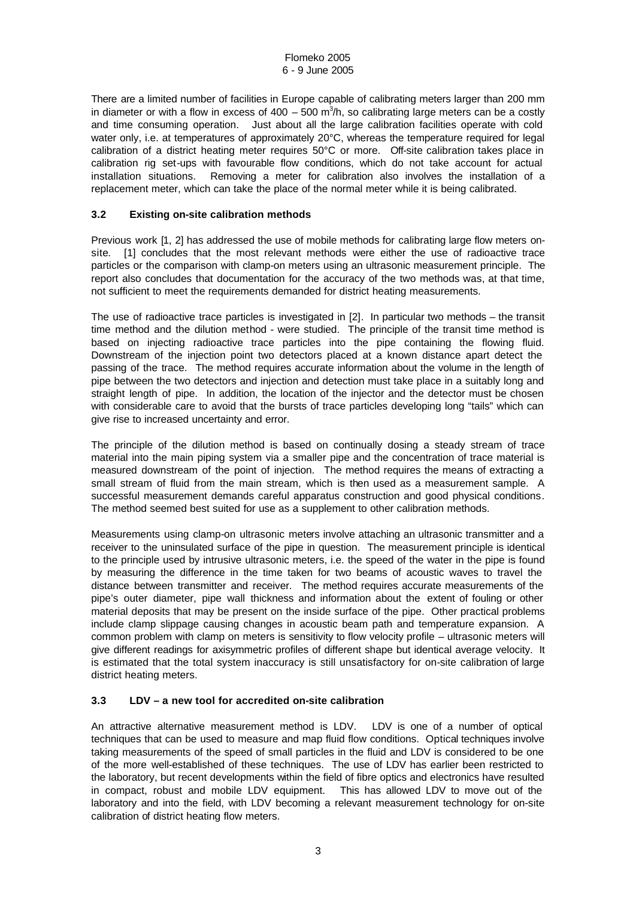There are a limited number of facilities in Europe capable of calibrating meters larger than 200 mm in diameter or with a flow in excess of 400 – 500 $m^3$/h, so calibrating large meters can be a costly and time consuming operation. Just about all the large calibration facilities operate with cold water only, i.e. at temperatures of approximately 20°C, whereas the temperature required for legal calibration of a district heating meter requires 50°C or more. Off-site calibration takes place in calibration rig set-ups with favourable flow conditions, which do not take account for actual installation situations. Removing a meter for calibration also involves the installation of a replacement meter, which can take the place of the normal meter while it is being calibrated.

### 3.2 Existing on-site calibration methods

Previous work [1, 2] has addressed the use of mobile methods for calibrating large flow meters on-site. [1] concludes that the most relevant methods were either the use of radioactive trace particles or the comparison with clamp-on meters using an ultrasonic measurement principle. The report also concludes that documentation for the accuracy of the two methods was, at that time, not sufficient to meet the requirements demanded for district heating measurements.

The use of radioactive trace particles is investigated in [2]. In particular two methods – the transit time method and the dilution method - were studied. The principle of the transit time method is based on injecting radioactive trace particles into the pipe containing the flowing fluid. Downstream of the injection point two detectors placed at a known distance apart detect the passing of the trace. The method requires accurate information about the volume in the length of pipe between the two detectors and injection and detection must take place in a suitably long and straight length of pipe. In addition, the location of the injector and the detector must be chosen with considerable care to avoid that the bursts of trace particles developing long "tails" which can give rise to increased uncertainty and error.

The principle of the dilution method is based on continually dosing a steady stream of trace material into the main piping system via a smaller pipe and the concentration of trace material is measured downstream of the point of injection. The method requires the means of extracting a small stream of fluid from the main stream, which is then used as a measurement sample. A successful measurement demands careful apparatus construction and good physical conditions. The method seemed best suited for use as a supplement to other calibration methods.

Measurements using clamp-on ultrasonic meters involve attaching an ultrasonic transmitter and a receiver to the uninsulated surface of the pipe in question. The measurement principle is identical to the principle used by intrusive ultrasonic meters, i.e. the speed of the water in the pipe is found by measuring the difference in the time taken for two beams of acoustic waves to travel the distance between transmitter and receiver. The method requires accurate measurements of the pipe's outer diameter, pipe wall thickness and information about the extent of fouling or other material deposits that may be present on the inside surface of the pipe. Other practical problems include clamp slippage causing changes in acoustic beam path and temperature expansion. A common problem with clamp on meters is sensitivity to flow velocity profile – ultrasonic meters will give different readings for axisymmetric profiles of different shape but identical average velocity. It is estimated that the total system inaccuracy is still unsatisfactory for on-site calibration of large district heating meters.

### 3.3 LDV – a new tool for accredited on-site calibration

An attractive alternative measurement method is LDV. LDV is one of a number of optical techniques that can be used to measure and map fluid flow conditions. Optical techniques involve taking measurements of the speed of small particles in the fluid and LDV is considered to be one of the more well-established of these techniques. The use of LDV has earlier been restricted to the laboratory, but recent developments within the field of fibre optics and electronics have resulted in compact, robust and mobile LDV equipment. This has allowed LDV to move out of the laboratory and into the field, with LDV becoming a relevant measurement technology for on-site calibration of district heating flow meters.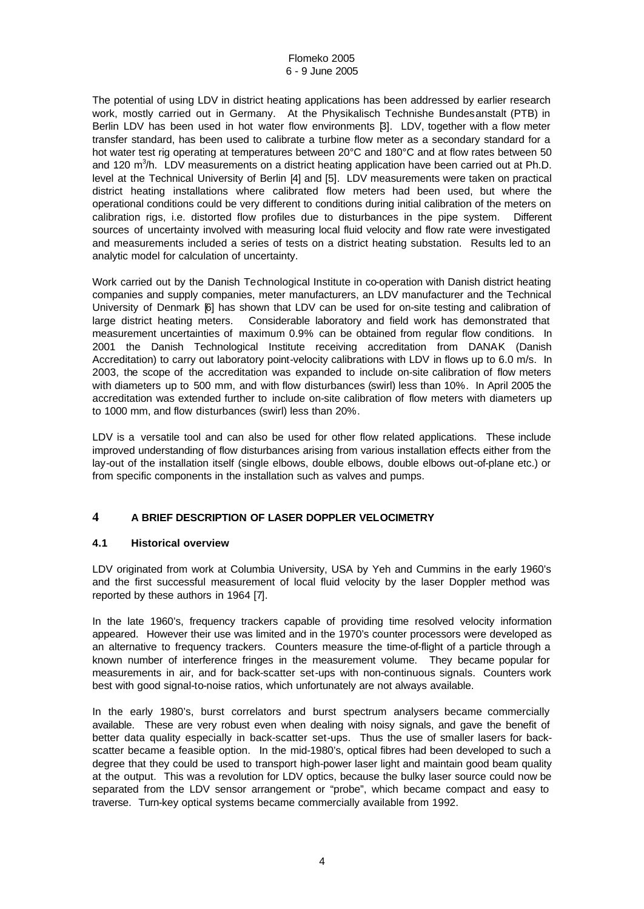The potential of using LDV in district heating applications has been addressed by earlier research work, mostly carried out in Germany. At the Physikalisch Technishe Bundesanstalt (PTB) in Berlin LDV has been used in hot water flow environments [3]. LDV, together with a flow meter transfer standard, has been used to calibrate a turbine flow meter as a secondary standard for a hot water test rig operating at temperatures between 20°C and 180°C and at flow rates between 50 and 120 $m^3$/h. LDV measurements on a district heating application have been carried out at Ph.D. level at the Technical University of Berlin [4] and [5]. LDV measurements were taken on practical district heating installations where calibrated flow meters had been used, but where the operational conditions could be very different to conditions during initial calibration of the meters on calibration rigs, i.e. distorted flow profiles due to disturbances in the pipe system. Different sources of uncertainty involved with measuring local fluid velocity and flow rate were investigated and measurements included a series of tests on a district heating substation. Results led to an analytic model for calculation of uncertainty.

Work carried out by the Danish Technological Institute in co-operation with Danish district heating companies and supply companies, meter manufacturers, an LDV manufacturer and the Technical University of Denmark [6] has shown that LDV can be used for on-site testing and calibration of large district heating meters. Considerable laboratory and field work has demonstrated that measurement uncertainties of maximum 0.9% can be obtained from regular flow conditions. In 2001 the Danish Technological Institute receiving accreditation from DANAK (Danish Accreditation) to carry out laboratory point-velocity calibrations with LDV in flows up to 6.0 m/s. In 2003, the scope of the accreditation was expanded to include on-site calibration of flow meters with diameters up to 500 mm, and with flow disturbances (swirl) less than 10%. In April 2005 the accreditation was extended further to include on-site calibration of flow meters with diameters up to 1000 mm, and flow disturbances (swirl) less than 20%.

LDV is a versatile tool and can also be used for other flow related applications. These include improved understanding of flow disturbances arising from various installation effects either from the lay-out of the installation itself (single elbows, double elbows, double elbows out-of-plane etc.) or from specific components in the installation such as valves and pumps.

## 4 A BRIEF DESCRIPTION OF LASER DOPPLER VELOCIMETRY

### 4.1 Historical overview

LDV originated from work at Columbia University, USA by Yeh and Cummins in the early 1960's and the first successful measurement of local fluid velocity by the laser Doppler method was reported by these authors in 1964 [7].

In the late 1960's, frequency trackers capable of providing time resolved velocity information appeared. However their use was limited and in the 1970's counter processors were developed as an alternative to frequency trackers. Counters measure the time-of-flight of a particle through a known number of interference fringes in the measurement volume. They became popular for measurements in air, and for back-scatter set-ups with non-continuous signals. Counters work best with good signal-to-noise ratios, which unfortunately are not always available.

In the early 1980's, burst correlators and burst spectrum analysers became commercially available. These are very robust even when dealing with noisy signals, and gave the benefit of better data quality especially in back-scatter set-ups. Thus the use of smaller lasers for back-scatter became a feasible option. In the mid-1980's, optical fibres had been developed to such a degree that they could be used to transport high-power laser light and maintain good beam quality at the output. This was a revolution for LDV optics, because the bulky laser source could now be separated from the LDV sensor arrangement or "probe", which became compact and easy to traverse. Turn-key optical systems became commercially available from 1992.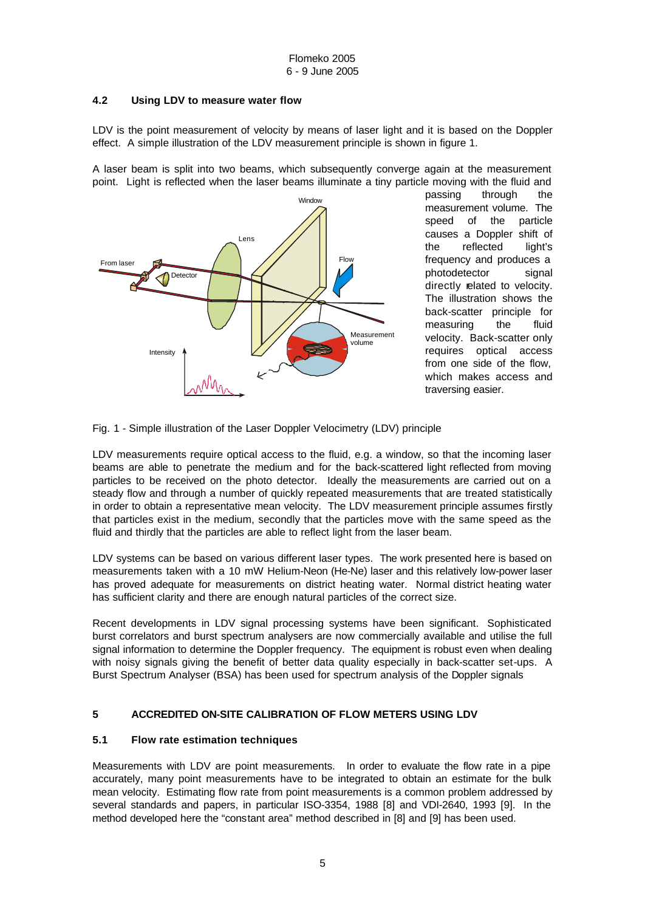### 4.2 Using LDV to measure water flow

LDV is the point measurement of velocity by means of laser light and it is based on the Doppler effect. A simple illustration of the LDV measurement principle is shown in figure 1.

A laser beam is split into two beams, which subsequently converge again at the measurement point. Light is reflected when the laser beams illuminate a tiny particle moving with the fluid and passing through the measurement volume. The speed of the particle causes a Doppler shift of the reflected light's frequency and produces a photodetector signal directly related to velocity. The illustration shows the back-scatter principle for measuring the fluid velocity. Back-scatter only requires optical access from one side of the flow, which makes access and traversing easier.

Fig. 1 - Simple illustration of the Laser Doppler Velocimetry (LDV) principle

LDV measurements require optical access to the fluid, e.g. a window, so that the incoming laser beams are able to penetrate the medium and for the back-scattered light reflected from moving particles to be received on the photo detector. Ideally the measurements are carried out on a steady flow and through a number of quickly repeated measurements that are treated statistically in order to obtain a representative mean velocity. The LDV measurement principle assumes firstly that particles exist in the medium, secondly that the particles move with the same speed as the fluid and thirdly that the particles are able to reflect light from the laser beam.

LDV systems can be based on various different laser types. The work presented here is based on measurements taken with a 10 mW Helium-Neon (He-Ne) laser and this relatively low-power laser has proved adequate for measurements on district heating water. Normal district heating water has sufficient clarity and there are enough natural particles of the correct size.

Recent developments in LDV signal processing systems have been significant. Sophisticated burst correlators and burst spectrum analysers are now commercially available and utilise the full signal information to determine the Doppler frequency. The equipment is robust even when dealing with noisy signals giving the benefit of better data quality especially in back-scatter set-ups. A Burst Spectrum Analyser (BSA) has been used for spectrum analysis of the Doppler signals

## 5 ACCREDITED ON-SITE CALIBRATION OF FLOW METERS USING LDV

### 5.1 Flow rate estimation techniques

Measurements with LDV are point measurements. In order to evaluate the flow rate in a pipe accurately, many point measurements have to be integrated to obtain an estimate for the bulk mean velocity. Estimating flow rate from point measurements is a common problem addressed by several standards and papers, in particular ISO-3354, 1988 [8] and VDI-2640, 1993 [9]. In the method developed here the "constant area" method described in [8] and [9] has been used.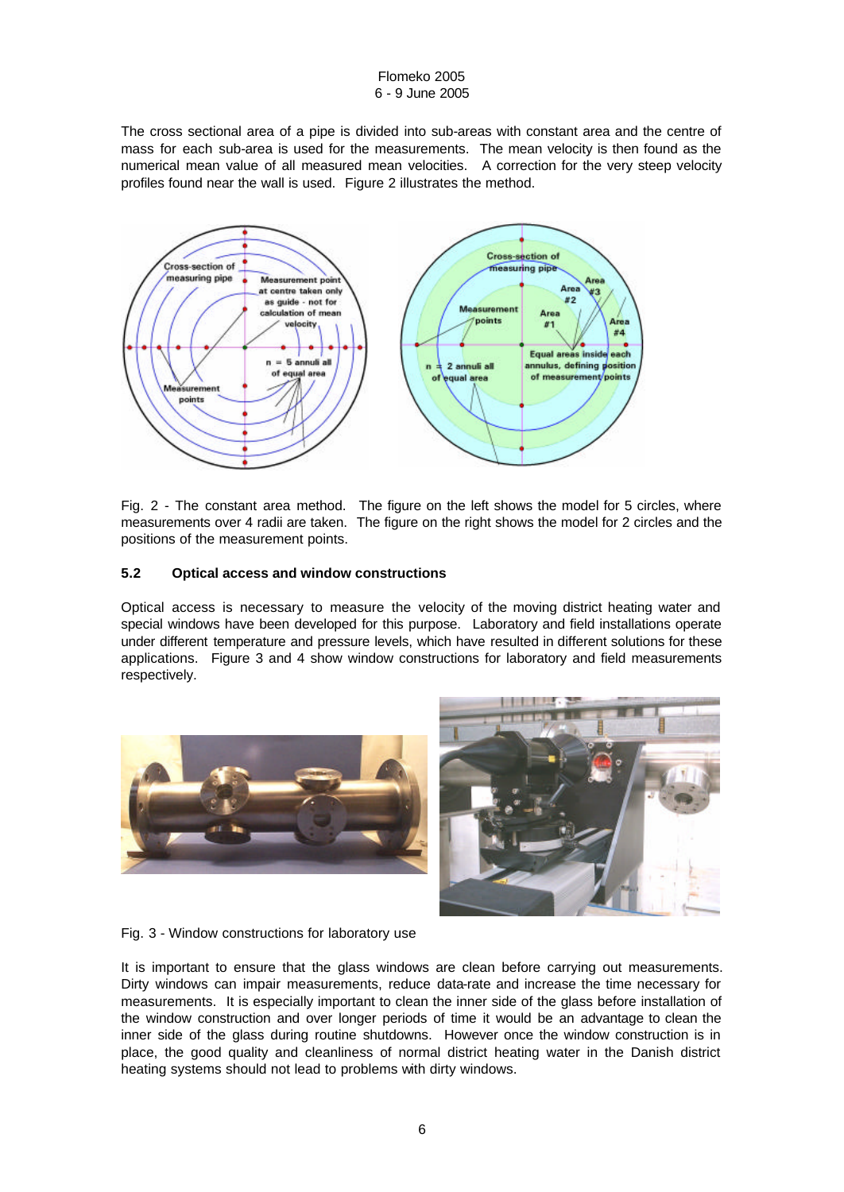The cross sectional area of a pipe is divided into sub-areas with constant area and the centre of mass for each sub-area is used for the measurements. The mean velocity is then found as the numerical mean value of all measured mean velocities. A correction for the very steep velocity profiles found near the wall is used. Figure 2 illustrates the method.

Fig. 2 - The constant area method. The figure on the left shows the model for 5 circles, where measurements over 4 radii are taken. The figure on the right shows the model for 2 circles and the positions of the measurement points.

### 5.2 Optical access and window constructions

Optical access is necessary to measure the velocity of the moving district heating water and special windows have been developed for this purpose. Laboratory and field installations operate under different temperature and pressure levels, which have resulted in different solutions for these applications. Figure 3 and 4 show window constructions for laboratory and field measurements respectively.

Fig. 3 - Window constructions for laboratory use

It is important to ensure that the glass windows are clean before carrying out measurements. Dirty windows can impair measurements, reduce data-rate and increase the time necessary for measurements. It is especially important to clean the inner side of the glass before installation of the window construction and over longer periods of time it would be an advantage to clean the inner side of the glass during routine shutdowns. However once the window construction is in place, the good quality and cleanliness of normal district heating water in the Danish district heating systems should not lead to problems with dirty windows.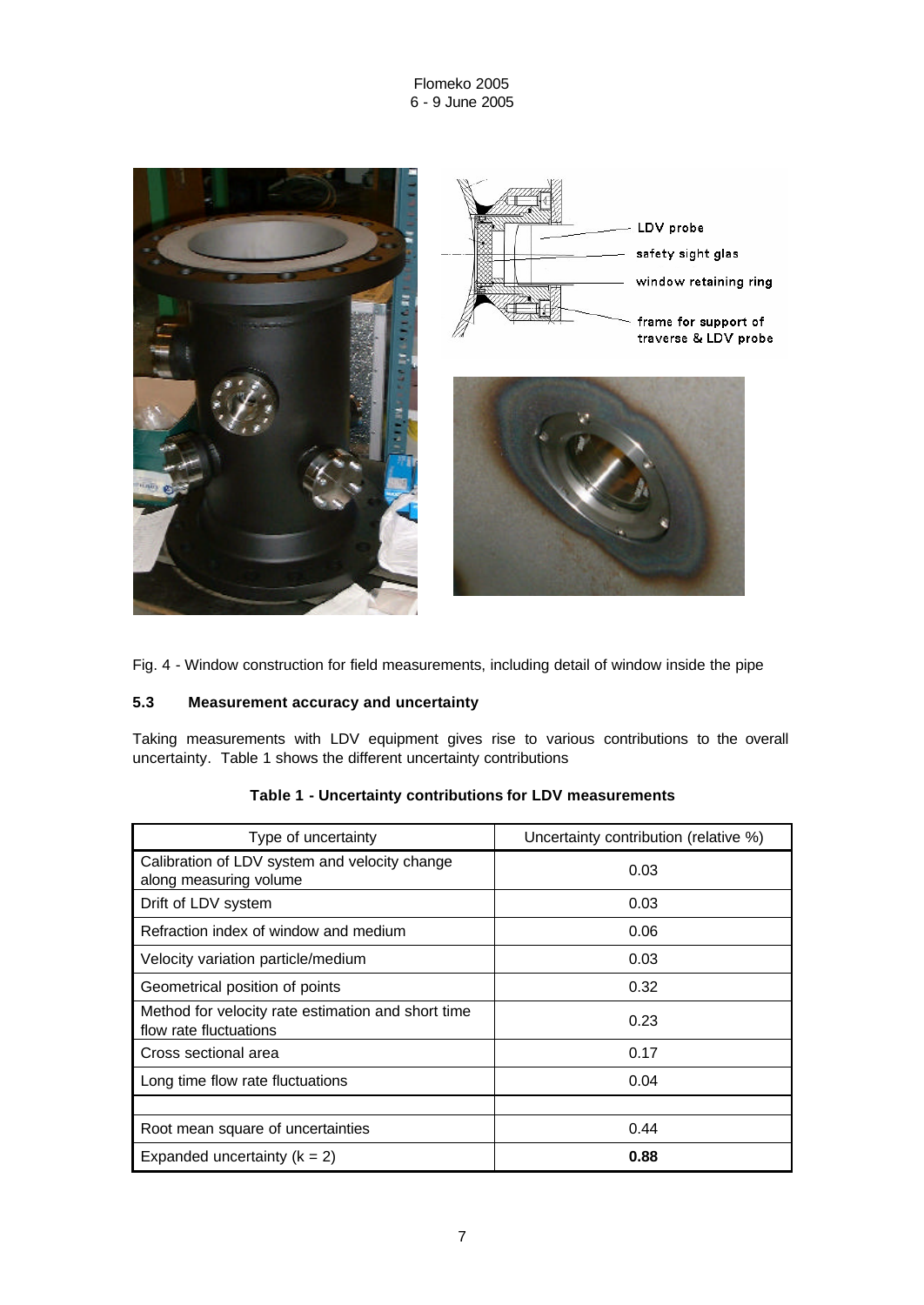Fig. 4 - Window construction for field measurements, including detail of window inside the pipe

### 5.3 Measurement accuracy and uncertainty

Taking measurements with LDV equipment gives rise to various contributions to the overall uncertainty. Table 1 shows the different uncertainty contributions

**Table 1 - Uncertainty contributions for LDV measurements**

| Type of uncertainty | Uncertainty contribution (relative %) |
|---|---|
| Calibration of LDV system and velocity change along measuring volume | 0.03 |
| Drift of LDV system | 0.03 |
| Refraction index of window and medium | 0.06 |
| Velocity variation particle/medium | 0.03 |
| Geometrical position of points | 0.32 |
| Method for velocity rate estimation and short time flow rate fluctuations | 0.23 |
| Cross sectional area | 0.17 |
| Long time flow rate fluctuations | 0.04 |
| | |
| Root mean square of uncertainties | 0.44 |
| Expanded uncertainty ($k = 2$) | **0.88** |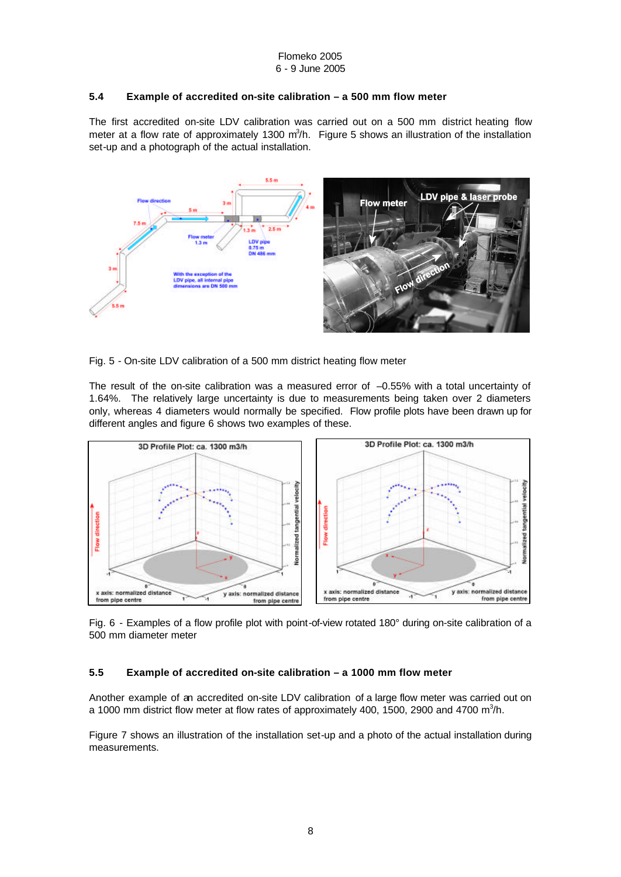### 5.4 Example of accredited on-site calibration – a 500 mm flow meter

The first accredited on-site LDV calibration was carried out on a 500 mm district heating flow meter at a flow rate of approximately 1300 $m^3/h$. Figure 5 shows an illustration of the installation set-up and a photograph of the actual installation.

Fig. 5 - On-site LDV calibration of a 500 mm district heating flow meter

The result of the on-site calibration was a measured error of –0.55% with a total uncertainty of 1.64%. The relatively large uncertainty is due to measurements being taken over 2 diameters only, whereas 4 diameters would normally be specified. Flow profile plots have been drawn up for different angles and figure 6 shows two examples of these.

Fig. 6 - Examples of a flow profile plot with point-of-view rotated 180° during on-site calibration of a 500 mm diameter meter

### 5.5 Example of accredited on-site calibration – a 1000 mm flow meter

Another example of an accredited on-site LDV calibration of a large flow meter was carried out on a 1000 mm district flow meter at flow rates of approximately 400, 1500, 2900 and 4700 $m^3/h$.

Figure 7 shows an illustration of the installation set-up and a photo of the actual installation during measurements.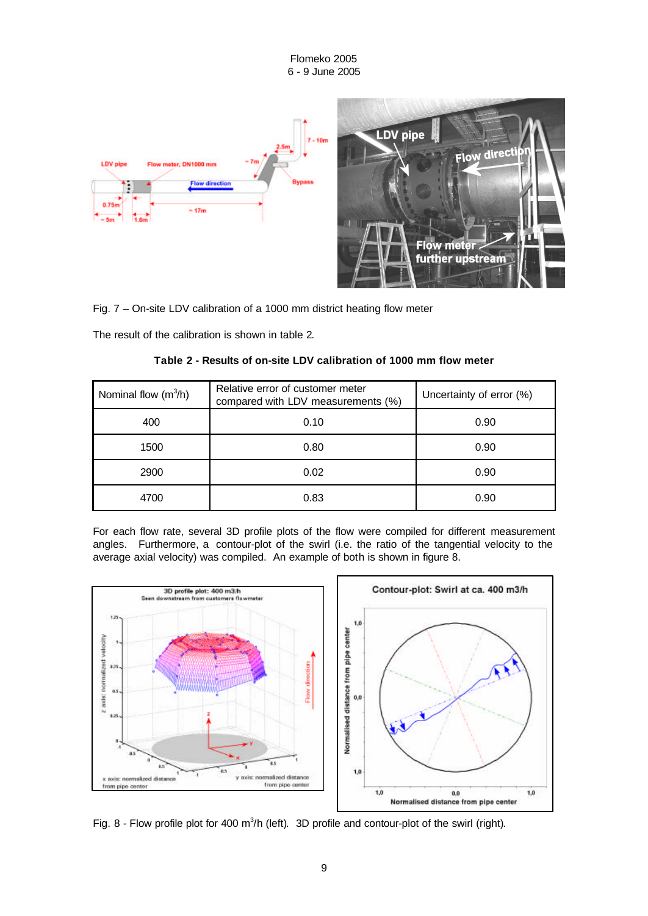Fig. 7 – On-site LDV calibration of a 1000 mm district heating flow meter

The result of the calibration is shown in table 2.

**Table 2 - Results of on-site LDV calibration of 1000 mm flow meter**

| Nominal flow ($m^3/h$) | Relative error of customer meter compared with LDV measurements (%) | Uncertainty of error (%) |
|---|---|---|
| 400 | 0.10 | 0.90 |
| 1500 | 0.80 | 0.90 |
| 2900 | 0.02 | 0.90 |
| 4700 | 0.83 | 0.90 |

For each flow rate, several 3D profile plots of the flow were compiled for different measurement angles. Furthermore, a contour-plot of the swirl (i.e. the ratio of the tangential velocity to the average axial velocity) was compiled. An example of both is shown in figure 8.

Fig. 8 - Flow profile plot for 400 $m^3/h$ (left). 3D profile and contour-plot of the swirl (right).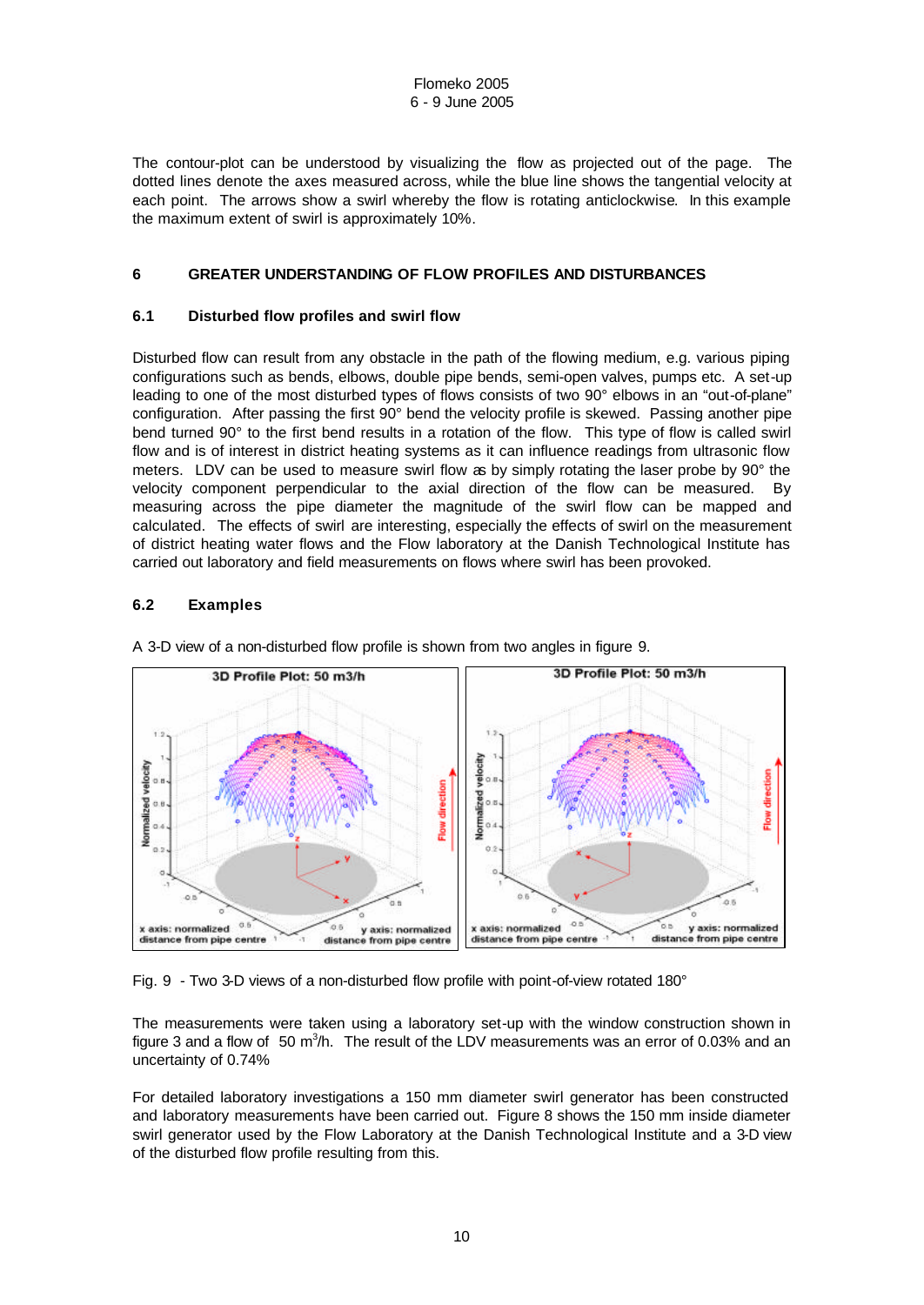The contour-plot can be understood by visualizing the flow as projected out of the page. The dotted lines denote the axes measured across, while the blue line shows the tangential velocity at each point. The arrows show a swirl whereby the flow is rotating anticlockwise. In this example the maximum extent of swirl is approximately 10%.

## 6 GREATER UNDERSTANDING OF FLOW PROFILES AND DISTURBANCES

### 6.1 Disturbed flow profiles and swirl flow

Disturbed flow can result from any obstacle in the path of the flowing medium, e.g. various piping configurations such as bends, elbows, double pipe bends, semi-open valves, pumps etc. A set-up leading to one of the most disturbed types of flows consists of two 90° elbows in an "out-of-plane" configuration. After passing the first 90° bend the velocity profile is skewed. Passing another pipe bend turned 90° to the first bend results in a rotation of the flow. This type of flow is called swirl flow and is of interest in district heating systems as it can influence readings from ultrasonic flow meters. LDV can be used to measure swirl flow as by simply rotating the laser probe by 90° the velocity component perpendicular to the axial direction of the flow can be measured. By measuring across the pipe diameter the magnitude of the swirl flow can be mapped and calculated. The effects of swirl are interesting, especially the effects of swirl on the measurement of district heating water flows and the Flow laboratory at the Danish Technological Institute has carried out laboratory and field measurements on flows where swirl has been provoked.

### 6.2 Examples

A 3-D view of a non-disturbed flow profile is shown from two angles in figure 9.

Fig. 9 - Two 3-D views of a non-disturbed flow profile with point-of-view rotated 180°

The measurements were taken using a laboratory set-up with the window construction shown in figure 3 and a flow of 50 $m^3$/h. The result of the LDV measurements was an error of 0.03% and an uncertainty of 0.74%

For detailed laboratory investigations a 150 mm diameter swirl generator has been constructed and laboratory measurements have been carried out. Figure 8 shows the 150 mm inside diameter swirl generator used by the Flow Laboratory at the Danish Technological Institute and a 3-D view of the disturbed flow profile resulting from this.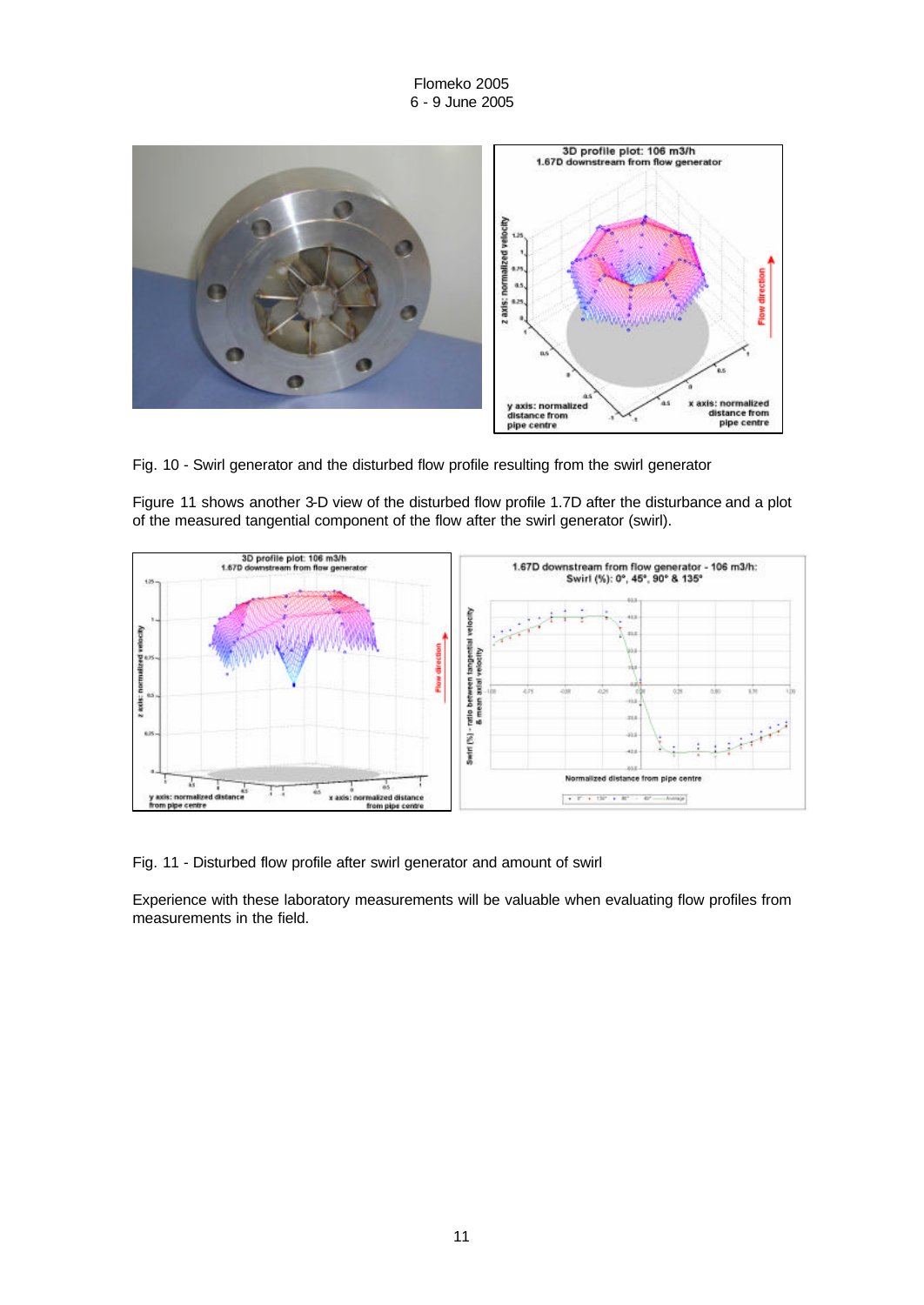Fig. 10 - Swirl generator and the disturbed flow profile resulting from the swirl generator

Figure 11 shows another 3-D view of the disturbed flow profile 1.7D after the disturbance and a plot of the measured tangential component of the flow after the swirl generator (swirl).

Fig. 11 - Disturbed flow profile after swirl generator and amount of swirl

Experience with these laboratory measurements will be valuable when evaluating flow profiles from measurements in the field.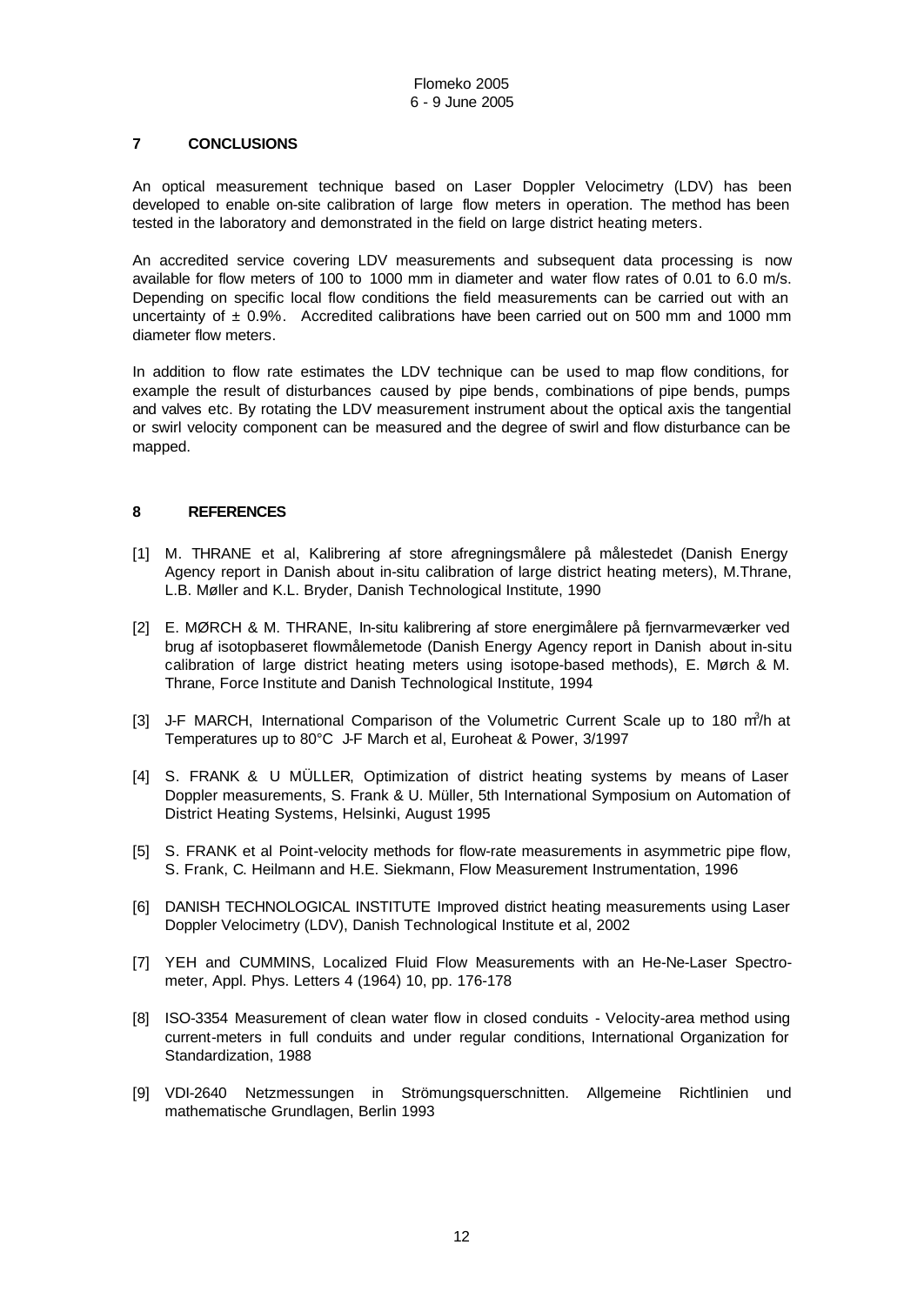## 7 CONCLUSIONS

An optical measurement technique based on Laser Doppler Velocimetry (LDV) has been developed to enable on-site calibration of large flow meters in operation. The method has been tested in the laboratory and demonstrated in the field on large district heating meters.

An accredited service covering LDV measurements and subsequent data processing is now available for flow meters of 100 to 1000 mm in diameter and water flow rates of 0.01 to 6.0 m/s. Depending on specific local flow conditions the field measurements can be carried out with an uncertainty of ± 0.9%. Accredited calibrations have been carried out on 500 mm and 1000 mm diameter flow meters.

In addition to flow rate estimates the LDV technique can be used to map flow conditions, for example the result of disturbances caused by pipe bends, combinations of pipe bends, pumps and valves etc. By rotating the LDV measurement instrument about the optical axis the tangential or swirl velocity component can be measured and the degree of swirl and flow disturbance can be mapped.

## 8 REFERENCES

[1] M. THRANE et al, Kalibrering af store afregningsmålere på målestedet (Danish Energy Agency report in Danish about in-situ calibration of large district heating meters), M.Thrane, L.B. Møller and K.L. Bryder, Danish Technological Institute, 1990

[2] E. MØRCH & M. THRANE, In-situ kalibrering af store energimålere på fjernvarmeværker ved brug af isotopbaseret flowmålemetode (Danish Energy Agency report in Danish about in-situ calibration of large district heating meters using isotope-based methods), E. Mørch & M. Thrane, Force Institute and Danish Technological Institute, 1994

[3] J-F MARCH, International Comparison of the Volumetric Current Scale up to 180 $m^3$/h at Temperatures up to 80°C J-F March et al, Euroheat & Power, 3/1997

[4] S. FRANK & U MÜLLER, Optimization of district heating systems by means of Laser Doppler measurements, S. Frank & U. Müller, 5th International Symposium on Automation of District Heating Systems, Helsinki, August 1995

[5] S. FRANK et al Point-velocity methods for flow-rate measurements in asymmetric pipe flow, S. Frank, C. Heilmann and H.E. Siekmann, Flow Measurement Instrumentation, 1996

[6] DANISH TECHNOLOGICAL INSTITUTE Improved district heating measurements using Laser Doppler Velocimetry (LDV), Danish Technological Institute et al, 2002

[7] YEH and CUMMINS, Localized Fluid Flow Measurements with an He-Ne-Laser Spectrometer, Appl. Phys. Letters 4 (1964) 10, pp. 176-178

[8] ISO-3354 Measurement of clean water flow in closed conduits - Velocity-area method using current-meters in full conduits and under regular conditions, International Organization for Standardization, 1988

[9] VDI-2640 Netzmessungen in Strömungsquerschnitten. Allgemeine Richtlinien und mathematische Grundlagen, Berlin 1993